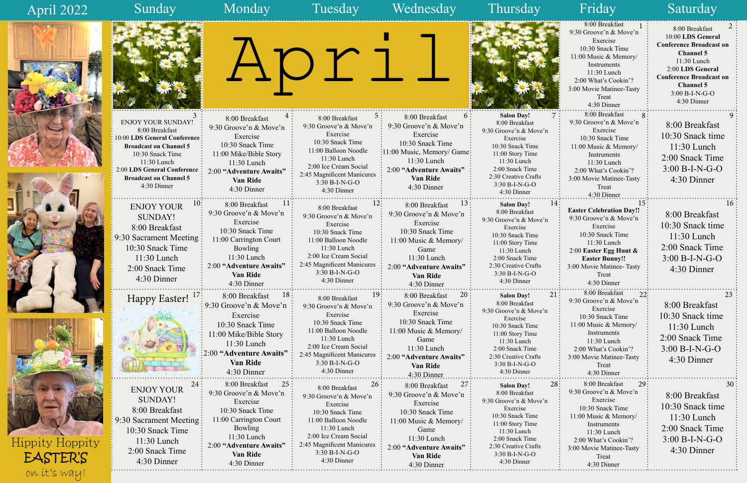# April 2022

| Sunday | Monday | Tuesday | Wednesday | Thursday | Friday | Saturday |
|---|---|---|---|---|---|---|
| | | | | | **1**<br>8:00 Breakfast<br>9:30 Groove'n & Move'n Exercise<br>10:30 Snack Time<br>11:00 Music & Memory/ Instruments<br>11:30 Lunch<br>2:00 What's Cookin'?<br>3:00 Movie Matinee-Tasty Treat<br>4:30 Dinner | **2**<br>8:00 Breakfast<br>10:00 **LDS General Conference Broadcast on Channel 5**<br>11:30 Lunch<br>2:00 **LDS General Conference Broadcast on Channel 5**<br>3:00 B-I-N-G-O<br>4:30 Dinner |
| **3**<br>ENJOY YOUR SUNDAY!<br>8:00 Breakfast<br>10:00 **LDS General Conference Broadcast on Channel 5**<br>10:30 Snack Time<br>11:30 Lunch<br>2:00 **LDS General Conference Broadcast on Channel 5**<br>4:30 Dinner | **4**<br>8:00 Breakfast<br>9:30 Groove'n & Move'n Exercise<br>10:30 Snack Time<br>11:00 Mike/Bible Story<br>11:30 Lunch<br>2:00 **"Adventure Awaits" Van Ride**<br>4:30 Dinner | **5**<br>8:00 Breakfast<br>9:30 Groove'n & Move'n Exercise<br>10:30 Snack Time<br>11:00 Balloon Noodle<br>11:30 Lunch<br>2:00 Ice Cream Social<br>2:45 Magnificent Manicures<br>3:30 B-I-N-G-O<br>4:30 Dinner | **6**<br>8:00 Breakfast<br>9:30 Groove'n & Move'n Exercise<br>10:30 Snack Time<br>11:00 Music, Memory/ Game<br>11:30 Lunch<br>2:00 **"Adventure Awaits" Van Ride**<br>4:30 Dinner | **7**<br>**Salon Day!**<br>8:00 Breakfast<br>9:30 Groove'n & Move'n Exercise<br>10:30 Snack Time<br>11:00 Story Time<br>11:30 Lunch<br>2:00 Snack Time<br>2:30 Creative Crafts<br>3:30 B-I-N-G-O<br>4:30 Dinner | **8**<br>8:00 Breakfast<br>9:30 Groove'n & Move'n Exercise<br>10:30 Snack Time<br>11:00 Music & Memory/ Instruments<br>11:30 Lunch<br>2:00 What's Cookin'?<br>3:00 Movie Matinee-Tasty Treat<br>4:30 Dinner | **9**<br>8:00 Breakfast<br>10:30 Snack time<br>11:30 Lunch<br>2:00 Snack Time<br>3:00 B-I-N-G-O<br>4:30 Dinner |
| **10**<br>ENJOY YOUR SUNDAY!<br>8:00 Breakfast<br>9:30 Sacrament Meeting<br>10:30 Snack Time<br>11:30 Lunch<br>2:00 Snack Time<br>4:30 Dinner | **11**<br>8:00 Breakfast<br>9:30 Groove'n & Move'n Exercise<br>10:30 Snack Time<br>11:00 Carrington Court Bowling<br>11:30 Lunch<br>2:00 **"Adventure Awaits" Van Ride**<br>4:30 Dinner | **12**<br>8:00 Breakfast<br>9:30 Groove'n & Move'n Exercise<br>10:30 Snack Time<br>11:00 Balloon Noodle<br>11:30 Lunch<br>2:00 Ice Cream Social<br>2:45 Magnificent Manicures<br>3:30 B-I-N-G-O<br>4:30 Dinner | **13**<br>8:00 Breakfast<br>9:30 Groove'n & Move'n Exercise<br>10:30 Snack Time<br>11:00 Music & Memory/ Game<br>11:30 Lunch<br>2:00 **"Adventure Awaits" Van Ride**<br>4:30 Dinner | **14**<br>**Salon Day!**<br>8:00 Breakfast<br>9:30 Groove'n & Move'n Exercise<br>10:30 Snack Time<br>11:00 Story Time<br>11:30 Lunch<br>2:00 Snack Time<br>2:30 Creative Crafts<br>3:30 B-I-N-G-O<br>4:30 Dinner | **15**<br>**Easter Celebration Day!!**<br>9:30 Groove'n & Move'n Exercise<br>10:30 Snack Time<br>11:30 Lunch<br>2:00 **Easter Egg Hunt & Easter Bunny!!**<br>3:00 Movie Matinee- Tasty Treat<br>4:30 Dinner | **16**<br>8:00 Breakfast<br>10:30 Snack time<br>11:30 Lunch<br>2:00 Snack Time<br>3:00 B-I-N-G-O<br>4:30 Dinner |
| **17**<br>Happy Easter! | **18**<br>8:00 Breakfast<br>9:30 Groove'n & Move'n Exercise<br>10:30 Snack Time<br>11:00 Mike/Bible Story<br>11:30 Lunch<br>2:00 **"Adventure Awaits" Van Ride**<br>4:30 Dinner | **19**<br>8:00 Breakfast<br>9:30 Groove'n & Move'n Exercise<br>10:30 Snack Time<br>11:00 Balloon Noodle<br>11:30 Lunch<br>2:00 Ice Cream Social<br>2:45 Magnificent Manicures<br>3:30 B-I-N-G-O<br>4:30 Dinner | **20**<br>8:00 Breakfast<br>9:30 Groove'n & Move'n Exercise<br>10:30 Snack Time<br>11:00 Music & Memory/ Game<br>11:30 Lunch<br>2:00 **"Adventure Awaits" Van Ride**<br>4:30 Dinner | **21**<br>**Salon Day!**<br>8:00 Breakfast<br>9:30 Groove'n & Move'n Exercise<br>10:30 Snack Time<br>11:00 Story Time<br>11:30 Lunch<br>2:00 Snack Time<br>2:30 Creative Crafts<br>3:30 B-I-N-G-O<br>4:30 Dinner | **22**<br>8:00 Breakfast<br>9:30 Groove'n & Move'n Exercise<br>10:30 Snack Time<br>11:00 Music & Memory/ Instruments<br>11:30 Lunch<br>2:00 What's Cookin'?<br>3:00 Movie Matinee-Tasty Treat<br>4:30 Dinner | **23**<br>8:00 Breakfast<br>10:30 Snack time<br>11:30 Lunch<br>2:00 Snack Time<br>3:00 B-I-N-G-O<br>4:30 Dinner |
| **24**<br>ENJOY YOUR SUNDAY!<br>8:00 Breakfast<br>9:30 Sacrament Meeting<br>10:30 Snack Time<br>11:30 Lunch<br>2:00 Snack Time<br>4:30 Dinner | **25**<br>8:00 Breakfast<br>9:30 Groove'n & Move'n Exercise<br>10:30 Snack Time<br>11:00 Carrington Court Bowling<br>11:30 Lunch<br>2:00 **"Adventure Awaits" Van Ride**<br>4:30 Dinner | **26**<br>8:00 Breakfast<br>9:30 Groove'n & Move'n Exercise<br>10:30 Snack Time<br>11:00 Balloon Noodle<br>11:30 Lunch<br>2:00 Ice Cream Social<br>2:45 Magnificent Manicures<br>3:30 B-I-N-G-O<br>4:30 Dinner | **27**<br>8:00 Breakfast<br>9:30 Groove'n & Move'n Exercise<br>10:30 Snack Time<br>11:00 Music & Memory/ Game<br>11:30 Lunch<br>2:00 **"Adventure Awaits" Van Ride**<br>4:30 Dinner | **28**<br>**Salon Day!**<br>8:00 Breakfast<br>9:30 Groove'n & Move'n Exercise<br>10:30 Snack Time<br>11:00 Story Time<br>11:30 Lunch<br>2:00 Snack Time<br>2:30 Creative Crafts<br>3:30 B-I-N-G-O<br>4:30 Dinner | **29**<br>8:00 Breakfast<br>9:30 Groove'n & Move'n Exercise<br>10:30 Snack Time<br>11:00 Music & Memory/ Instruments<br>11:30 Lunch<br>2:00 What's Cookin'?<br>3:00 Movie Matinee-Tasty Treat<br>4:30 Dinner | **30**<br>8:00 Breakfast<br>10:30 Snack time<br>11:30 Lunch<br>2:00 Snack Time<br>3:00 B-I-N-G-O<br>4:30 Dinner |

Hippity Hoppity EASTER'S on it's way!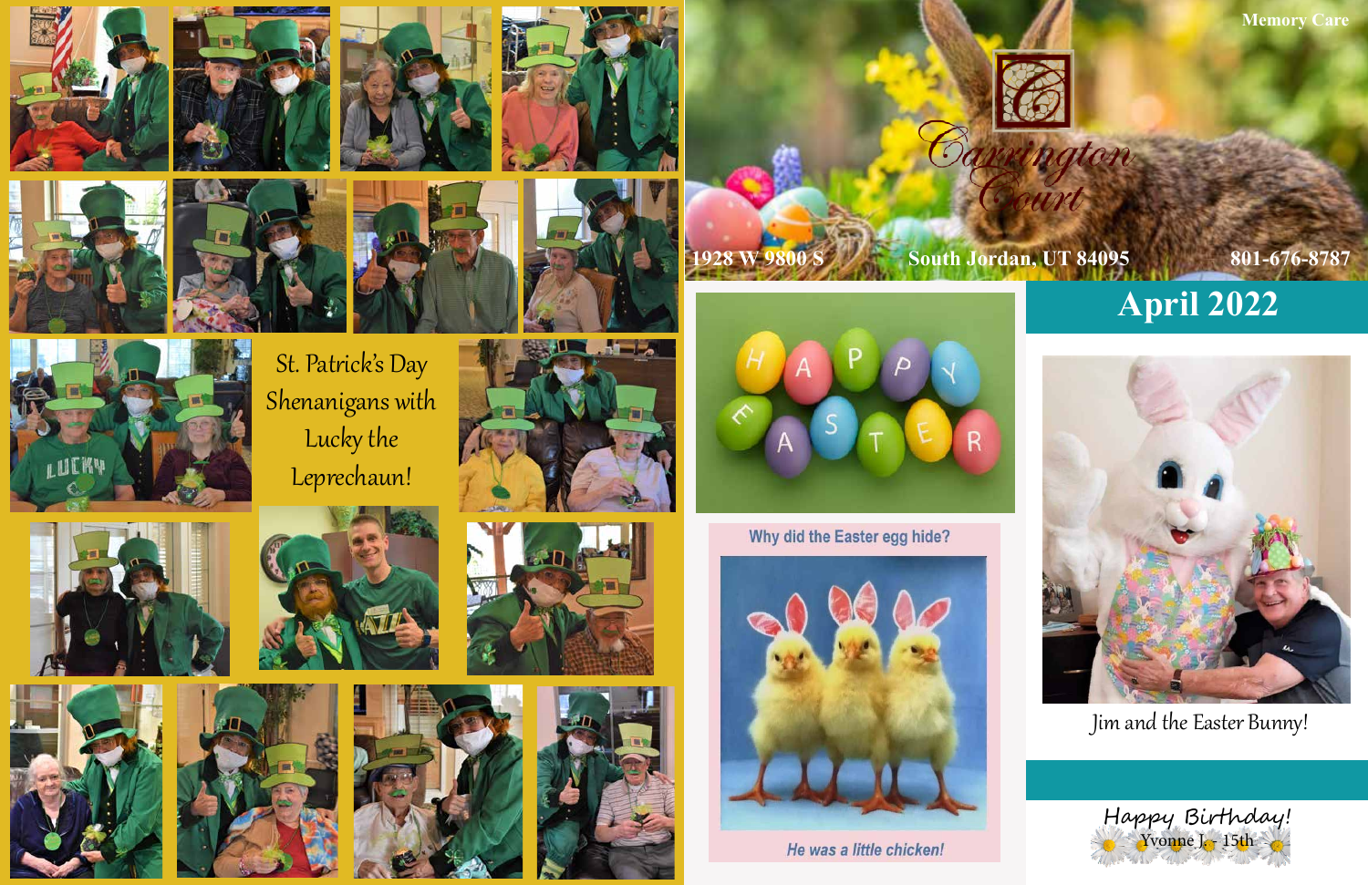St. Patrick's Day Shenanigans with Lucky the Leprechaun!

Memory Care

Carrington Court

1928 W 9800 S

South Jordan, UT 84095

801-676-8787

# April 2022

Why did the Easter egg hide?

*He was a little chicken!*

Jim and the Easter Bunny!

Happy Birthday!

Yvonne J. - 15th